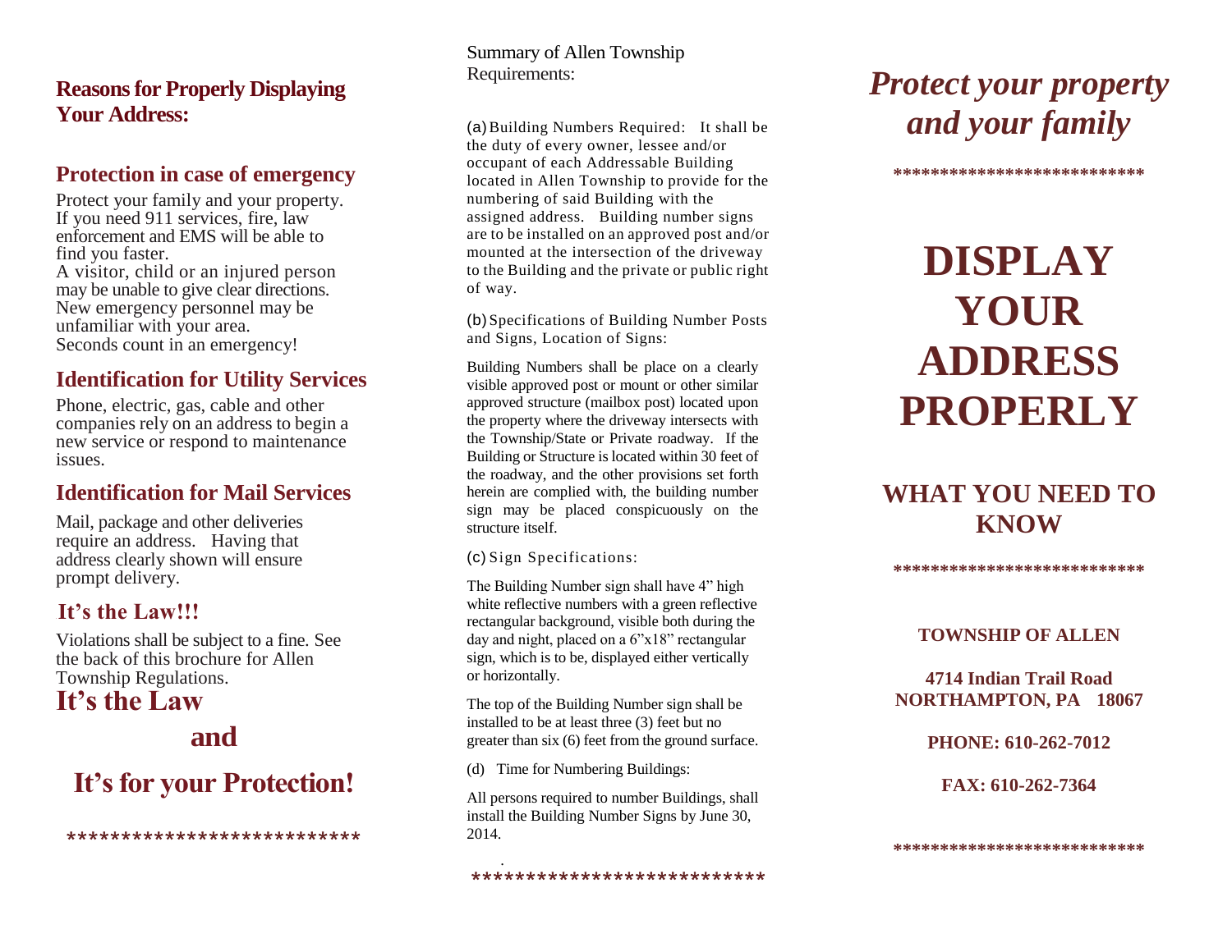## Reasons for Properly Displaying Your Address:

### Protection in case of emergency

Protect your family and your property. If you need 911 services, fire, law enforcement and EMS will be able to find you faster.
A visitor, child or an injured person may be unable to give clear directions.
New emergency personnel may be unfamiliar with your area.
Seconds count in an emergency!

### Identification for Utility Services

Phone, electric, gas, cable and other companies rely on an address to begin a new service or respond to maintenance issues.

### Identification for Mail Services

Mail, package and other deliveries require an address. Having that address clearly shown will ensure prompt delivery.

### It's the Law!!!

Violations shall be subject to a fine. See the back of this brochure for Allen Township Regulations.

## It's the Law

## and

## It's for your Protection!

***************************

Summary of Allen Township Requirements:

(a) Building Numbers Required: It shall be the duty of every owner, lessee and/or occupant of each Addressable Building located in Allen Township to provide for the numbering of said Building with the assigned address. Building number signs are to be installed on an approved post and/or mounted at the intersection of the driveway to the Building and the private or public right of way.

(b) Specifications of Building Number Posts and Signs, Location of Signs:

Building Numbers shall be place on a clearly visible approved post or mount or other similar approved structure (mailbox post) located upon the property where the driveway intersects with the Township/State or Private roadway. If the Building or Structure is located within 30 feet of the roadway, and the other provisions set forth herein are complied with, the building number sign may be placed conspicuously on the structure itself.

(c) Sign Specifications:

The Building Number sign shall have 4" high white reflective numbers with a green reflective rectangular background, visible both during the day and night, placed on a 6"x18" rectangular sign, which is to be, displayed either vertically or horizontally.

The top of the Building Number sign shall be installed to be at least three (3) feet but no greater than six (6) feet from the ground surface.

(d) Time for Numbering Buildings:

All persons required to number Buildings, shall install the Building Number Signs by June 30, 2014.

***************************

# *Protect your property and your family*

***************************

# DISPLAY YOUR ADDRESS PROPERLY

## WHAT YOU NEED TO KNOW

***************************

**TOWNSHIP OF ALLEN**

**4714 Indian Trail Road**
**NORTHAMPTON, PA 18067**

**PHONE: 610-262-7012**

**FAX: 610-262-7364**

***************************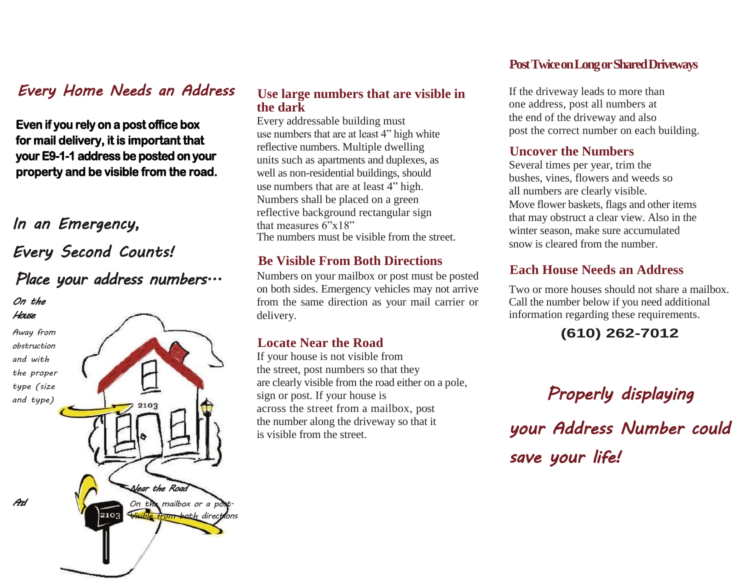## Every Home Needs an Address

**Even if you rely on a post office box for mail delivery, it is important that your E9-1-1 address be posted on your property and be visible from the road.**

*In an Emergency,*

*Every Second Counts!*

*Place your address numbers…*

*On the House*

*Away from obstruction and with the proper type (size and type)*

2103

*Near the Road*

*And*

*On the mailbox or a post: Visible from both directions*

2103

### Use large numbers that are visible in the dark

Every addressable building must use numbers that are at least 4" high white reflective numbers. Multiple dwelling units such as apartments and duplexes, as well as non-residential buildings, should use numbers that are at least 4" high. Numbers shall be placed on a green reflective background rectangular sign that measures 6"x18"
The numbers must be visible from the street.

### Be Visible From Both Directions

Numbers on your mailbox or post must be posted on both sides. Emergency vehicles may not arrive from the same direction as your mail carrier or delivery.

### Locate Near the Road

If your house is not visible from the street, post numbers so that they are clearly visible from the road either on a pole, sign or post. If your house is across the street from a mailbox, post the number along the driveway so that it is visible from the street.

### Post Twice on Long or Shared Driveways

If the driveway leads to more than one address, post all numbers at the end of the driveway and also post the correct number on each building.

### Uncover the Numbers

Several times per year, trim the bushes, vines, flowers and weeds so all numbers are clearly visible. Move flower baskets, flags and other items that may obstruct a clear view. Also in the winter season, make sure accumulated snow is cleared from the number.

### Each House Needs an Address

Two or more houses should not share a mailbox. Call the number below if you need additional information regarding these requirements.

**(610) 262-7012**

*Properly displaying your Address Number could save your life!*